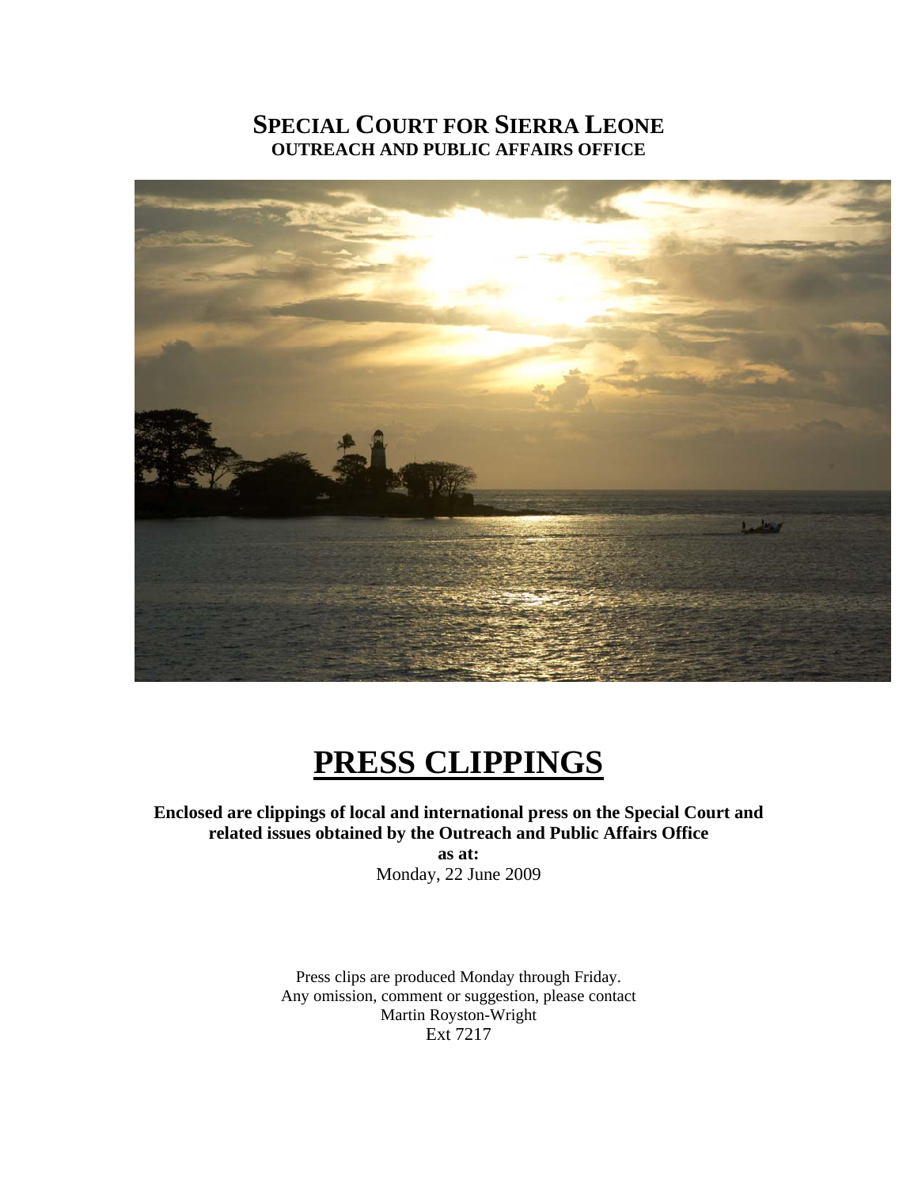# SPECIAL COURT FOR SIERRA LEONE

## OUTREACH AND PUBLIC AFFAIRS OFFICE

# PRESS CLIPPINGS

**Enclosed are clippings of local and international press on the Special Court and related issues obtained by the Outreach and Public Affairs Office**

**as at:**

Monday, 22 June 2009

Press clips are produced Monday through Friday.
Any omission, comment or suggestion, please contact
Martin Royston-Wright
Ext 7217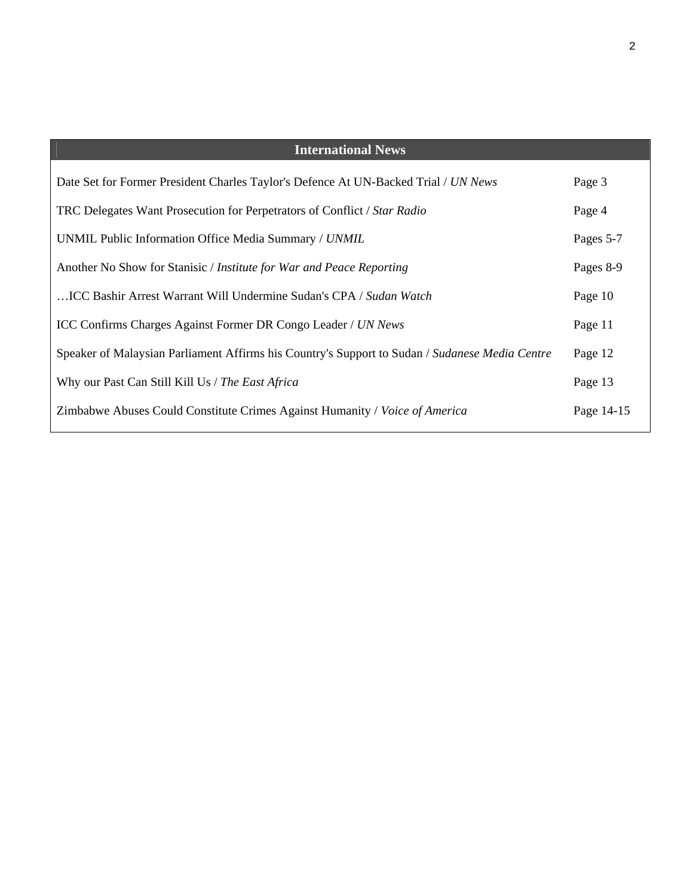| International News | |
|---|---|
| Date Set for Former President Charles Taylor's Defence At UN-Backed Trial / *UN News* | Page 3 |
| TRC Delegates Want Prosecution for Perpetrators of Conflict / *Star Radio* | Page 4 |
| UNMIL Public Information Office Media Summary / *UNMIL* | Pages 5-7 |
| Another No Show for Stanisic / *Institute for War and Peace Reporting* | Pages 8-9 |
| …ICC Bashir Arrest Warrant Will Undermine Sudan's CPA / *Sudan Watch* | Page 10 |
| ICC Confirms Charges Against Former DR Congo Leader / *UN News* | Page 11 |
| Speaker of Malaysian Parliament Affirms his Country's Support to Sudan / *Sudanese Media Centre* | Page 12 |
| Why our Past Can Still Kill Us / *The East Africa* | Page 13 |
| Zimbabwe Abuses Could Constitute Crimes Against Humanity / *Voice of America* | Page 14-15 |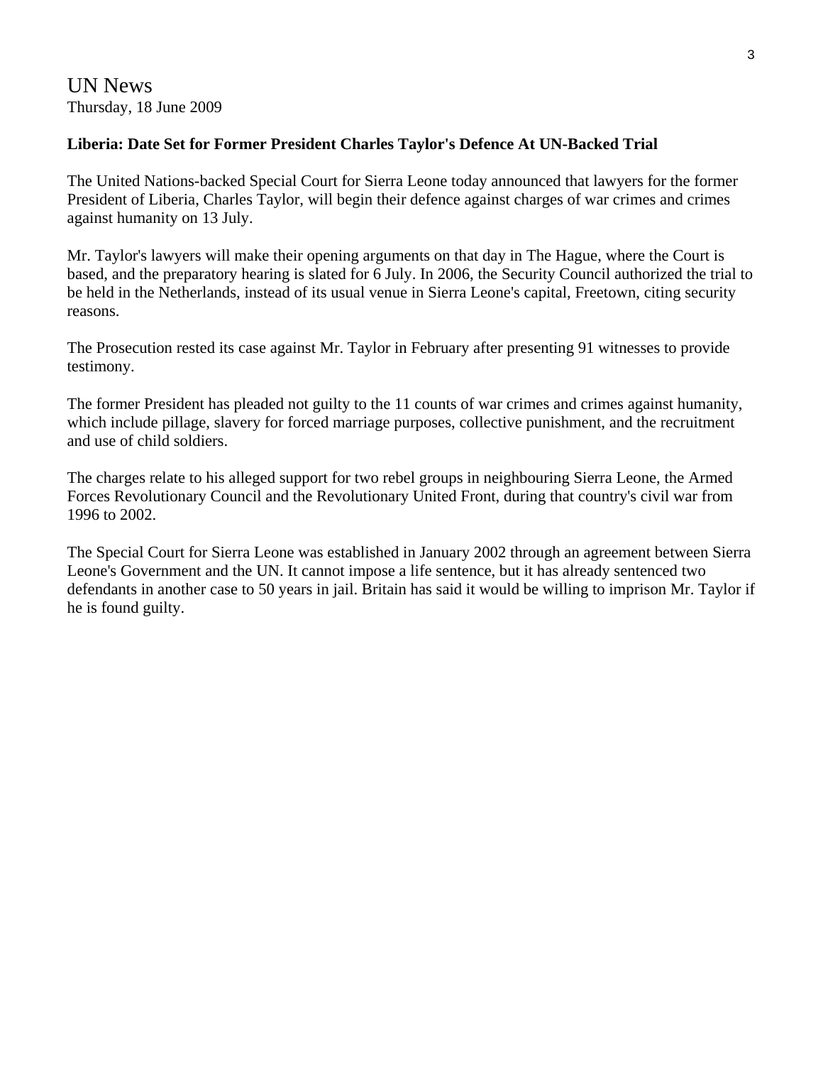UN News
Thursday, 18 June 2009

**Liberia: Date Set for Former President Charles Taylor's Defence At UN-Backed Trial**

The United Nations-backed Special Court for Sierra Leone today announced that lawyers for the former President of Liberia, Charles Taylor, will begin their defence against charges of war crimes and crimes against humanity on 13 July.

Mr. Taylor's lawyers will make their opening arguments on that day in The Hague, where the Court is based, and the preparatory hearing is slated for 6 July. In 2006, the Security Council authorized the trial to be held in the Netherlands, instead of its usual venue in Sierra Leone's capital, Freetown, citing security reasons.

The Prosecution rested its case against Mr. Taylor in February after presenting 91 witnesses to provide testimony.

The former President has pleaded not guilty to the 11 counts of war crimes and crimes against humanity, which include pillage, slavery for forced marriage purposes, collective punishment, and the recruitment and use of child soldiers.

The charges relate to his alleged support for two rebel groups in neighbouring Sierra Leone, the Armed Forces Revolutionary Council and the Revolutionary United Front, during that country's civil war from 1996 to 2002.

The Special Court for Sierra Leone was established in January 2002 through an agreement between Sierra Leone's Government and the UN. It cannot impose a life sentence, but it has already sentenced two defendants in another case to 50 years in jail. Britain has said it would be willing to imprison Mr. Taylor if he is found guilty.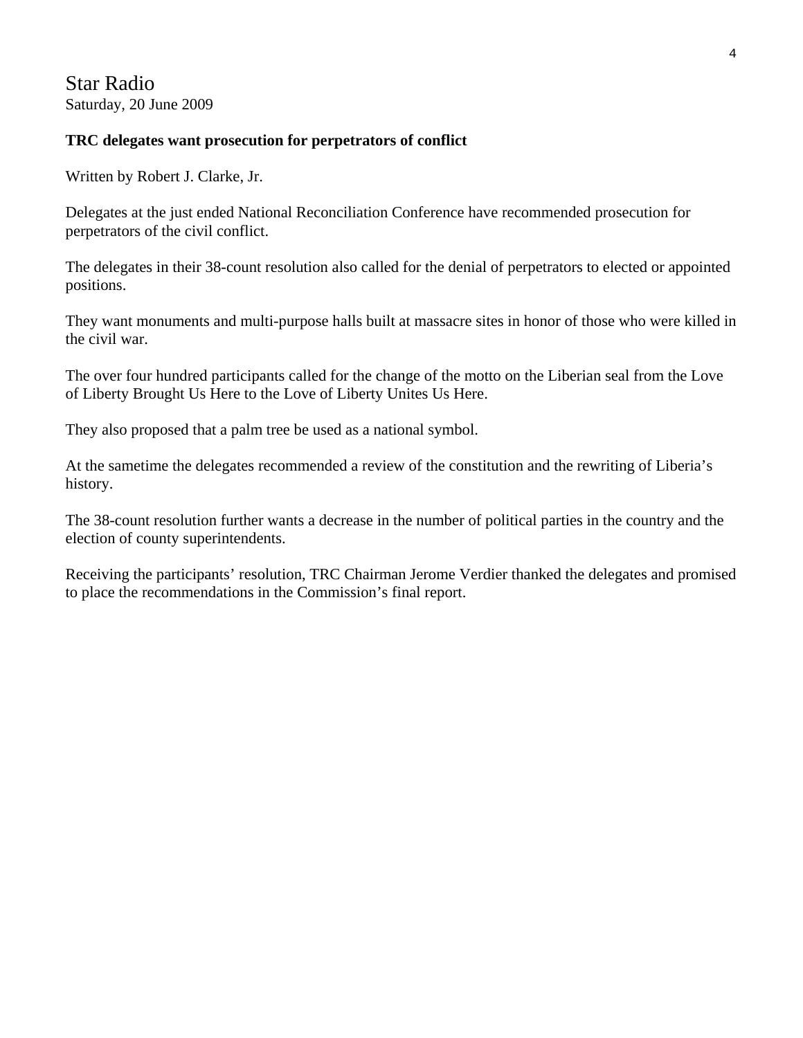# Star Radio

Saturday, 20 June 2009

**TRC delegates want prosecution for perpetrators of conflict**

Written by Robert J. Clarke, Jr.

Delegates at the just ended National Reconciliation Conference have recommended prosecution for perpetrators of the civil conflict.

The delegates in their 38-count resolution also called for the denial of perpetrators to elected or appointed positions.

They want monuments and multi-purpose halls built at massacre sites in honor of those who were killed in the civil war.

The over four hundred participants called for the change of the motto on the Liberian seal from the Love of Liberty Brought Us Here to the Love of Liberty Unites Us Here.

They also proposed that a palm tree be used as a national symbol.

At the sametime the delegates recommended a review of the constitution and the rewriting of Liberia's history.

The 38-count resolution further wants a decrease in the number of political parties in the country and the election of county superintendents.

Receiving the participants' resolution, TRC Chairman Jerome Verdier thanked the delegates and promised to place the recommendations in the Commission's final report.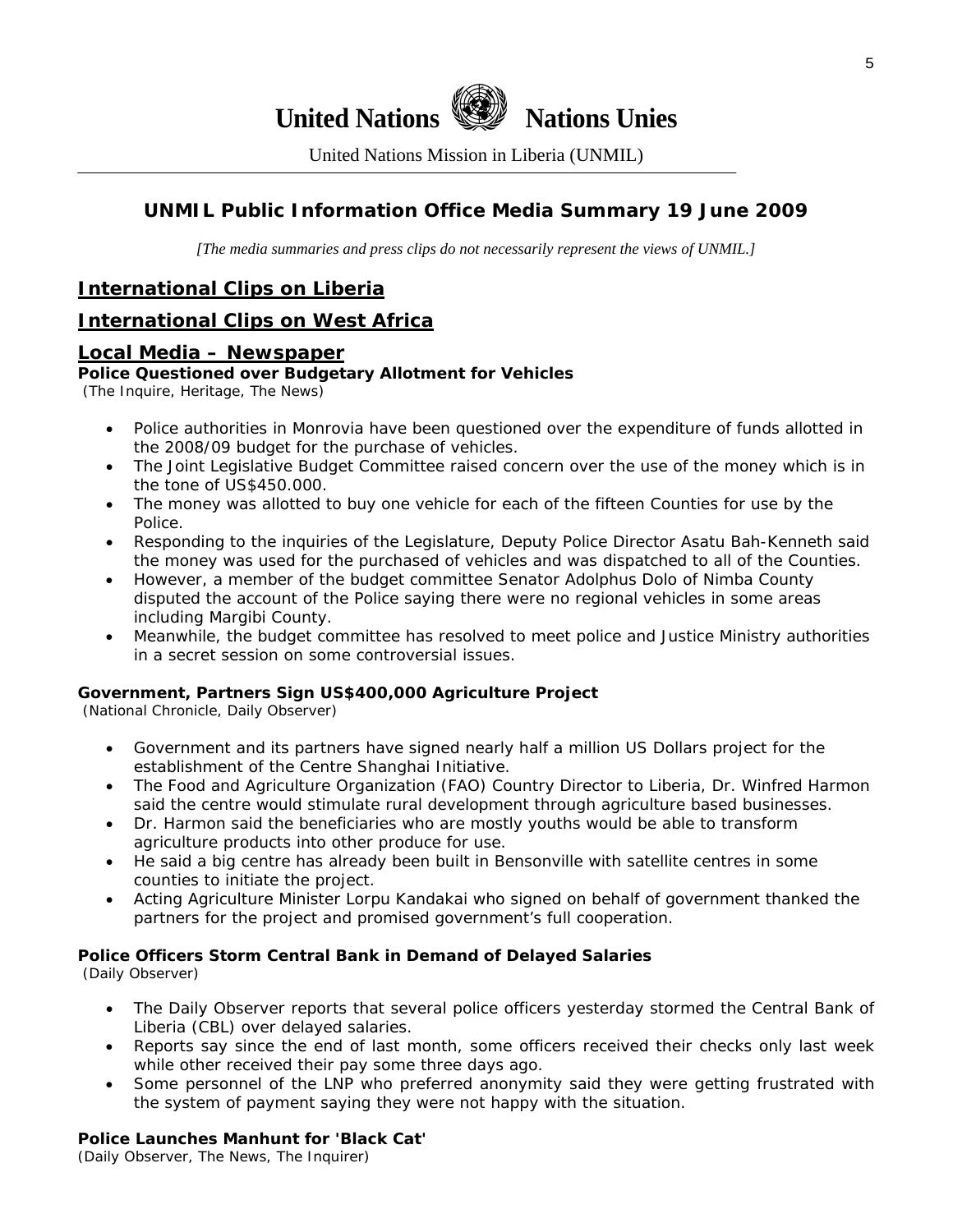# United Nations Nations Unies

United Nations Mission in Liberia (UNMIL)

## UNMIL Public Information Office Media Summary 19 June 2009

*[The media summaries and press clips do not necessarily represent the views of UNMIL.]*

## International Clips on Liberia

## International Clips on West Africa

## Local Media – Newspaper

**Police Questioned over Budgetary Allotment for Vehicles**
(The Inquire, Heritage, The News)

- Police authorities in Monrovia have been questioned over the expenditure of funds allotted in the 2008/09 budget for the purchase of vehicles.
- The Joint Legislative Budget Committee raised concern over the use of the money which is in the tone of US$450.000.
- The money was allotted to buy one vehicle for each of the fifteen Counties for use by the Police.
- Responding to the inquiries of the Legislature, Deputy Police Director Asatu Bah-Kenneth said the money was used for the purchased of vehicles and was dispatched to all of the Counties.
- However, a member of the budget committee Senator Adolphus Dolo of Nimba County disputed the account of the Police saying there were no regional vehicles in some areas including Margibi County.
- Meanwhile, the budget committee has resolved to meet police and Justice Ministry authorities in a secret session on some controversial issues.

**Government, Partners Sign US$400,000 Agriculture Project**
(National Chronicle, Daily Observer)

- Government and its partners have signed nearly half a million US Dollars project for the establishment of the Centre Shanghai Initiative.
- The Food and Agriculture Organization (FAO) Country Director to Liberia, Dr. Winfred Harmon said the centre would stimulate rural development through agriculture based businesses.
- Dr. Harmon said the beneficiaries who are mostly youths would be able to transform agriculture products into other produce for use.
- He said a big centre has already been built in Bensonville with satellite centres in some counties to initiate the project.
- Acting Agriculture Minister Lorpu Kandakai who signed on behalf of government thanked the partners for the project and promised government's full cooperation.

**Police Officers Storm Central Bank in Demand of Delayed Salaries**
(Daily Observer)

- The Daily Observer reports that several police officers yesterday stormed the Central Bank of Liberia (CBL) over delayed salaries.
- Reports say since the end of last month, some officers received their checks only last week while other received their pay some three days ago.
- Some personnel of the LNP who preferred anonymity said they were getting frustrated with the system of payment saying they were not happy with the situation.

**Police Launches Manhunt for 'Black Cat'**
(Daily Observer, The News, The Inquirer)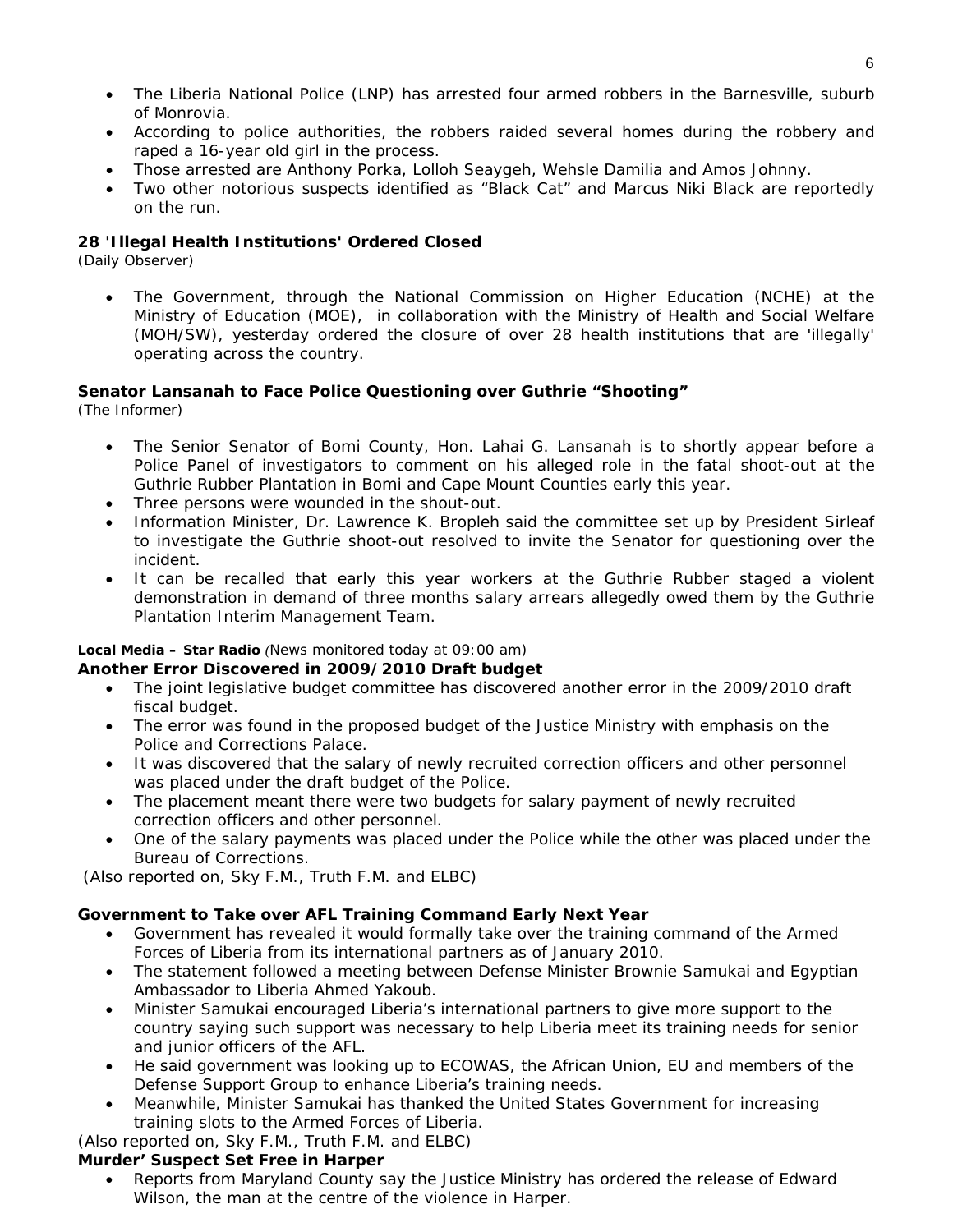- The Liberia National Police (LNP) has arrested four armed robbers in the Barnesville, suburb of Monrovia.
- According to police authorities, the robbers raided several homes during the robbery and raped a 16-year old girl in the process.
- Those arrested are Anthony Porka, Lolloh Seaygeh, Wehsle Damilia and Amos Johnny.
- Two other notorious suspects identified as "Black Cat" and Marcus Niki Black are reportedly on the run.

**28 'Illegal Health Institutions' Ordered Closed**
*(Daily Observer)*

- The Government, through the National Commission on Higher Education (NCHE) at the Ministry of Education (MOE), in collaboration with the Ministry of Health and Social Welfare (MOH/SW), yesterday ordered the closure of over 28 health institutions that are 'illegally' operating across the country.

**Senator Lansanah to Face Police Questioning over Guthrie "Shooting"**
*(The Informer)*

- The Senior Senator of Bomi County, Hon. Lahai G. Lansanah is to shortly appear before a Police Panel of investigators to comment on his alleged role in the fatal shoot-out at the Guthrie Rubber Plantation in Bomi and Cape Mount Counties early this year.
- Three persons were wounded in the shout-out.
- Information Minister, Dr. Lawrence K. Bropleh said the committee set up by President Sirleaf to investigate the Guthrie shoot-out resolved to invite the Senator for questioning over the incident.
- It can be recalled that early this year workers at the Guthrie Rubber staged a violent demonstration in demand of three months salary arrears allegedly owed them by the Guthrie Plantation Interim Management Team.

**Local Media – Star Radio** *(News monitored today at 09:00 am)*

**Another Error Discovered in 2009/2010 Draft budget**

- The joint legislative budget committee has discovered another error in the 2009/2010 draft fiscal budget.
- The error was found in the proposed budget of the Justice Ministry with emphasis on the Police and Corrections Palace.
- It was discovered that the salary of newly recruited correction officers and other personnel was placed under the draft budget of the Police.
- The placement meant there were two budgets for salary payment of newly recruited correction officers and other personnel.
- One of the salary payments was placed under the Police while the other was placed under the Bureau of Corrections.

(Also reported on, Sky F.M., Truth F.M. and ELBC)

**Government to Take over AFL Training Command Early Next Year**

- Government has revealed it would formally take over the training command of the Armed Forces of Liberia from its international partners as of January 2010.
- The statement followed a meeting between Defense Minister Brownie Samukai and Egyptian Ambassador to Liberia Ahmed Yakoub.
- Minister Samukai encouraged Liberia's international partners to give more support to the country saying such support was necessary to help Liberia meet its training needs for senior and junior officers of the AFL.
- He said government was looking up to ECOWAS, the African Union, EU and members of the Defense Support Group to enhance Liberia's training needs.
- Meanwhile, Minister Samukai has thanked the United States Government for increasing training slots to the Armed Forces of Liberia.

(Also reported on, Sky F.M., Truth F.M. and ELBC)

**Murder' Suspect Set Free in Harper**

- Reports from Maryland County say the Justice Ministry has ordered the release of Edward Wilson, the man at the centre of the violence in Harper.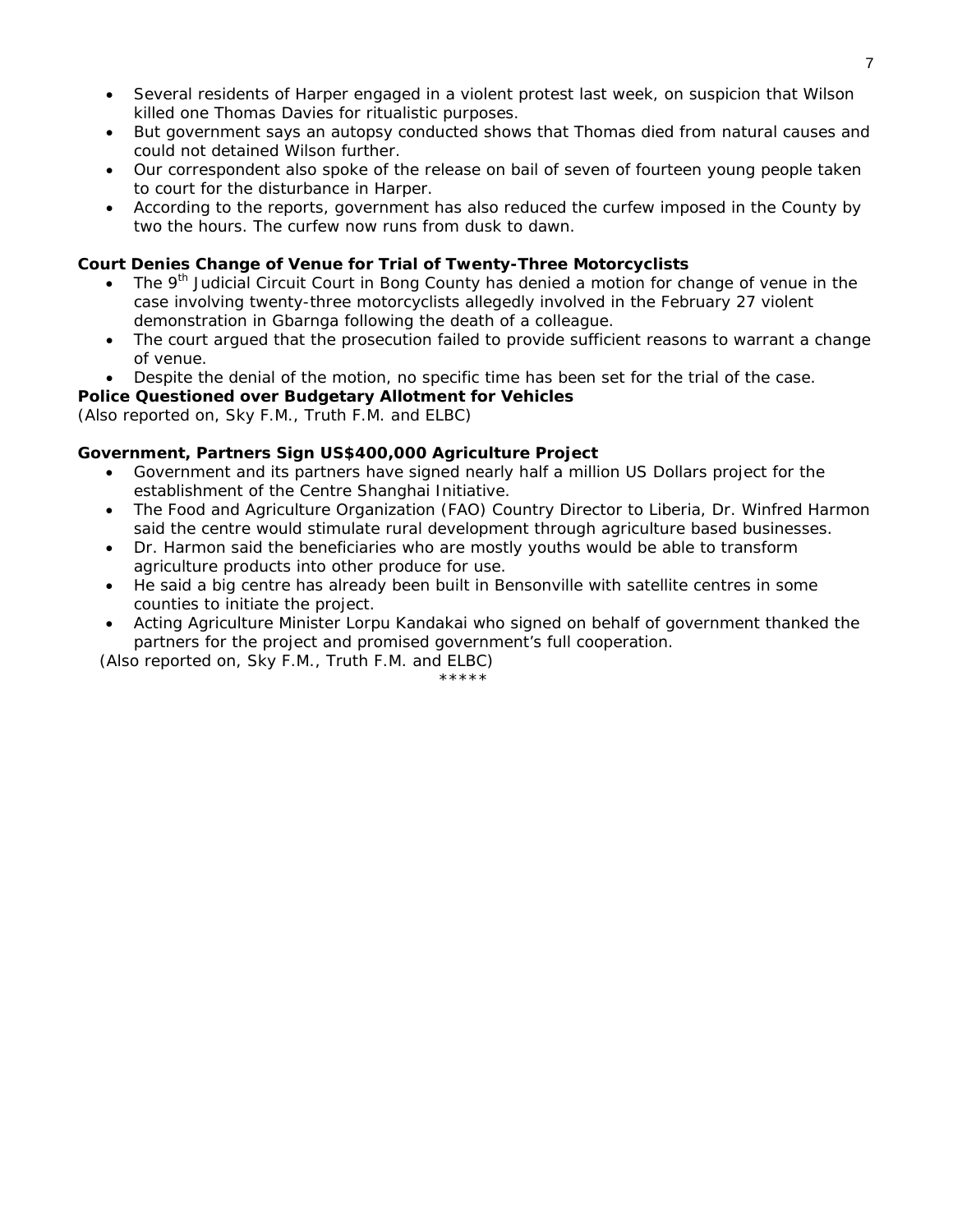- Several residents of Harper engaged in a violent protest last week, on suspicion that Wilson killed one Thomas Davies for ritualistic purposes.
- But government says an autopsy conducted shows that Thomas died from natural causes and could not detained Wilson further.
- Our correspondent also spoke of the release on bail of seven of fourteen young people taken to court for the disturbance in Harper.
- According to the reports, government has also reduced the curfew imposed in the County by two the hours. The curfew now runs from dusk to dawn.

**Court Denies Change of Venue for Trial of Twenty-Three Motorcyclists**

- The 9th Judicial Circuit Court in Bong County has denied a motion for change of venue in the case involving twenty-three motorcyclists allegedly involved in the February 27 violent demonstration in Gbarnga following the death of a colleague.
- The court argued that the prosecution failed to provide sufficient reasons to warrant a change of venue.
- Despite the denial of the motion, no specific time has been set for the trial of the case.

**Police Questioned over Budgetary Allotment for Vehicles**

*(Also reported on, Sky F.M., Truth F.M. and ELBC)*

**Government, Partners Sign US$400,000 Agriculture Project**

- Government and its partners have signed nearly half a million US Dollars project for the establishment of the Centre Shanghai Initiative.
- The Food and Agriculture Organization (FAO) Country Director to Liberia, Dr. Winfred Harmon said the centre would stimulate rural development through agriculture based businesses.
- Dr. Harmon said the beneficiaries who are mostly youths would be able to transform agriculture products into other produce for use.
- He said a big centre has already been built in Bensonville with satellite centres in some counties to initiate the project.
- Acting Agriculture Minister Lorpu Kandakai who signed on behalf of government thanked the partners for the project and promised government's full cooperation.

*(Also reported on, Sky F.M., Truth F.M. and ELBC)*

*****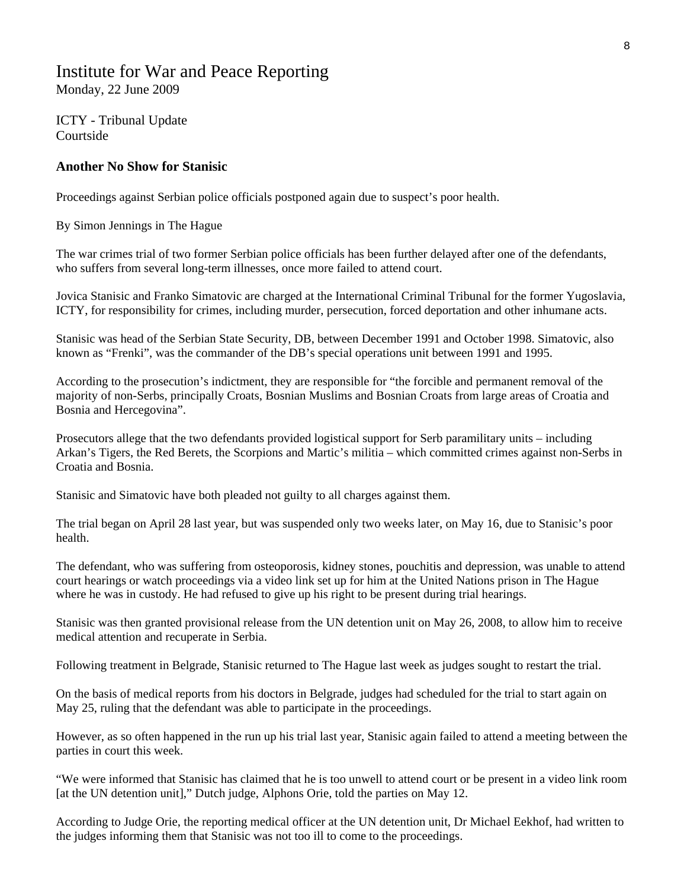# Institute for War and Peace Reporting

Monday, 22 June 2009

ICTY - Tribunal Update
Courtside

**Another No Show for Stanisic**

Proceedings against Serbian police officials postponed again due to suspect's poor health.

By Simon Jennings in The Hague

The war crimes trial of two former Serbian police officials has been further delayed after one of the defendants, who suffers from several long-term illnesses, once more failed to attend court.

Jovica Stanisic and Franko Simatovic are charged at the International Criminal Tribunal for the former Yugoslavia, ICTY, for responsibility for crimes, including murder, persecution, forced deportation and other inhumane acts.

Stanisic was head of the Serbian State Security, DB, between December 1991 and October 1998. Simatovic, also known as "Frenki", was the commander of the DB's special operations unit between 1991 and 1995.

According to the prosecution's indictment, they are responsible for "the forcible and permanent removal of the majority of non-Serbs, principally Croats, Bosnian Muslims and Bosnian Croats from large areas of Croatia and Bosnia and Hercegovina".

Prosecutors allege that the two defendants provided logistical support for Serb paramilitary units – including Arkan's Tigers, the Red Berets, the Scorpions and Martic's militia – which committed crimes against non-Serbs in Croatia and Bosnia.

Stanisic and Simatovic have both pleaded not guilty to all charges against them.

The trial began on April 28 last year, but was suspended only two weeks later, on May 16, due to Stanisic's poor health.

The defendant, who was suffering from osteoporosis, kidney stones, pouchitis and depression, was unable to attend court hearings or watch proceedings via a video link set up for him at the United Nations prison in The Hague where he was in custody. He had refused to give up his right to be present during trial hearings.

Stanisic was then granted provisional release from the UN detention unit on May 26, 2008, to allow him to receive medical attention and recuperate in Serbia.

Following treatment in Belgrade, Stanisic returned to The Hague last week as judges sought to restart the trial.

On the basis of medical reports from his doctors in Belgrade, judges had scheduled for the trial to start again on May 25, ruling that the defendant was able to participate in the proceedings.

However, as so often happened in the run up his trial last year, Stanisic again failed to attend a meeting between the parties in court this week.

"We were informed that Stanisic has claimed that he is too unwell to attend court or be present in a video link room [at the UN detention unit]," Dutch judge, Alphons Orie, told the parties on May 12.

According to Judge Orie, the reporting medical officer at the UN detention unit, Dr Michael Eekhof, had written to the judges informing them that Stanisic was not too ill to come to the proceedings.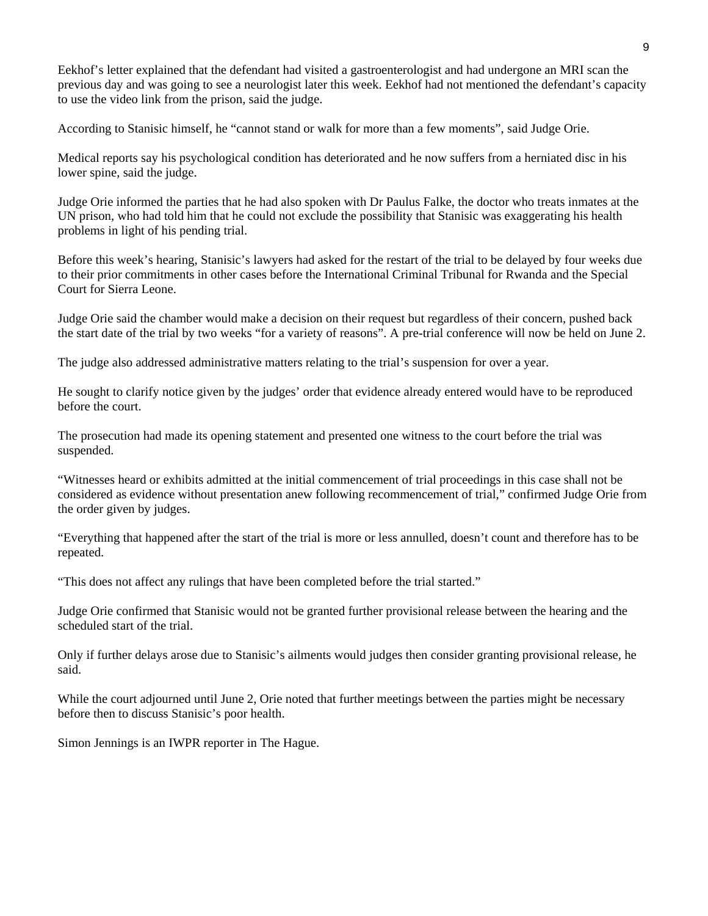Eekhof's letter explained that the defendant had visited a gastroenterologist and had undergone an MRI scan the previous day and was going to see a neurologist later this week. Eekhof had not mentioned the defendant's capacity to use the video link from the prison, said the judge.

According to Stanisic himself, he "cannot stand or walk for more than a few moments", said Judge Orie.

Medical reports say his psychological condition has deteriorated and he now suffers from a herniated disc in his lower spine, said the judge.

Judge Orie informed the parties that he had also spoken with Dr Paulus Falke, the doctor who treats inmates at the UN prison, who had told him that he could not exclude the possibility that Stanisic was exaggerating his health problems in light of his pending trial.

Before this week's hearing, Stanisic's lawyers had asked for the restart of the trial to be delayed by four weeks due to their prior commitments in other cases before the International Criminal Tribunal for Rwanda and the Special Court for Sierra Leone.

Judge Orie said the chamber would make a decision on their request but regardless of their concern, pushed back the start date of the trial by two weeks "for a variety of reasons". A pre-trial conference will now be held on June 2.

The judge also addressed administrative matters relating to the trial's suspension for over a year.

He sought to clarify notice given by the judges' order that evidence already entered would have to be reproduced before the court.

The prosecution had made its opening statement and presented one witness to the court before the trial was suspended.

"Witnesses heard or exhibits admitted at the initial commencement of trial proceedings in this case shall not be considered as evidence without presentation anew following recommencement of trial," confirmed Judge Orie from the order given by judges.

"Everything that happened after the start of the trial is more or less annulled, doesn't count and therefore has to be repeated.

"This does not affect any rulings that have been completed before the trial started."

Judge Orie confirmed that Stanisic would not be granted further provisional release between the hearing and the scheduled start of the trial.

Only if further delays arose due to Stanisic's ailments would judges then consider granting provisional release, he said.

While the court adjourned until June 2, Orie noted that further meetings between the parties might be necessary before then to discuss Stanisic's poor health.

Simon Jennings is an IWPR reporter in The Hague.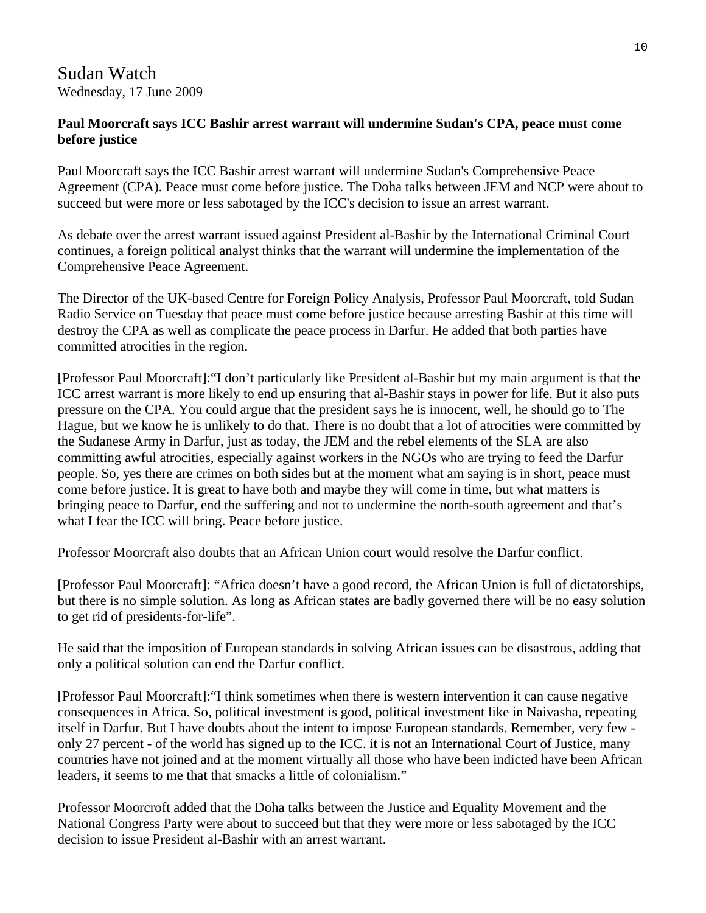# Sudan Watch

Wednesday, 17 June 2009

**Paul Moorcraft says ICC Bashir arrest warrant will undermine Sudan's CPA, peace must come before justice**

Paul Moorcraft says the ICC Bashir arrest warrant will undermine Sudan's Comprehensive Peace Agreement (CPA). Peace must come before justice. The Doha talks between JEM and NCP were about to succeed but were more or less sabotaged by the ICC's decision to issue an arrest warrant.

As debate over the arrest warrant issued against President al-Bashir by the International Criminal Court continues, a foreign political analyst thinks that the warrant will undermine the implementation of the Comprehensive Peace Agreement.

The Director of the UK-based Centre for Foreign Policy Analysis, Professor Paul Moorcraft, told Sudan Radio Service on Tuesday that peace must come before justice because arresting Bashir at this time will destroy the CPA as well as complicate the peace process in Darfur. He added that both parties have committed atrocities in the region.

[Professor Paul Moorcraft]:"I don't particularly like President al-Bashir but my main argument is that the ICC arrest warrant is more likely to end up ensuring that al-Bashir stays in power for life. But it also puts pressure on the CPA. You could argue that the president says he is innocent, well, he should go to The Hague, but we know he is unlikely to do that. There is no doubt that a lot of atrocities were committed by the Sudanese Army in Darfur, just as today, the JEM and the rebel elements of the SLA are also committing awful atrocities, especially against workers in the NGOs who are trying to feed the Darfur people. So, yes there are crimes on both sides but at the moment what am saying is in short, peace must come before justice. It is great to have both and maybe they will come in time, but what matters is bringing peace to Darfur, end the suffering and not to undermine the north-south agreement and that's what I fear the ICC will bring. Peace before justice.

Professor Moorcraft also doubts that an African Union court would resolve the Darfur conflict.

[Professor Paul Moorcraft]: "Africa doesn't have a good record, the African Union is full of dictatorships, but there is no simple solution. As long as African states are badly governed there will be no easy solution to get rid of presidents-for-life".

He said that the imposition of European standards in solving African issues can be disastrous, adding that only a political solution can end the Darfur conflict.

[Professor Paul Moorcraft]:"I think sometimes when there is western intervention it can cause negative consequences in Africa. So, political investment is good, political investment like in Naivasha, repeating itself in Darfur. But I have doubts about the intent to impose European standards. Remember, very few - only 27 percent - of the world has signed up to the ICC. it is not an International Court of Justice, many countries have not joined and at the moment virtually all those who have been indicted have been African leaders, it seems to me that that smacks a little of colonialism."

Professor Moorcroft added that the Doha talks between the Justice and Equality Movement and the National Congress Party were about to succeed but that they were more or less sabotaged by the ICC decision to issue President al-Bashir with an arrest warrant.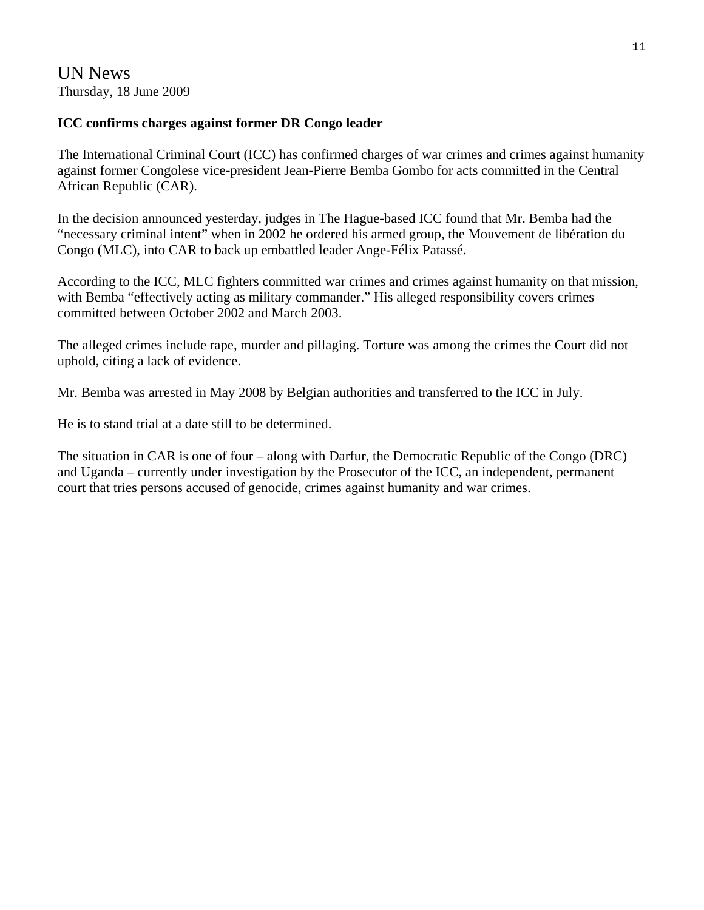# UN News

Thursday, 18 June 2009

**ICC confirms charges against former DR Congo leader**

The International Criminal Court (ICC) has confirmed charges of war crimes and crimes against humanity against former Congolese vice-president Jean-Pierre Bemba Gombo for acts committed in the Central African Republic (CAR).

In the decision announced yesterday, judges in The Hague-based ICC found that Mr. Bemba had the "necessary criminal intent" when in 2002 he ordered his armed group, the Mouvement de libération du Congo (MLC), into CAR to back up embattled leader Ange-Félix Patassé.

According to the ICC, MLC fighters committed war crimes and crimes against humanity on that mission, with Bemba "effectively acting as military commander." His alleged responsibility covers crimes committed between October 2002 and March 2003.

The alleged crimes include rape, murder and pillaging. Torture was among the crimes the Court did not uphold, citing a lack of evidence.

Mr. Bemba was arrested in May 2008 by Belgian authorities and transferred to the ICC in July.

He is to stand trial at a date still to be determined.

The situation in CAR is one of four – along with Darfur, the Democratic Republic of the Congo (DRC) and Uganda – currently under investigation by the Prosecutor of the ICC, an independent, permanent court that tries persons accused of genocide, crimes against humanity and war crimes.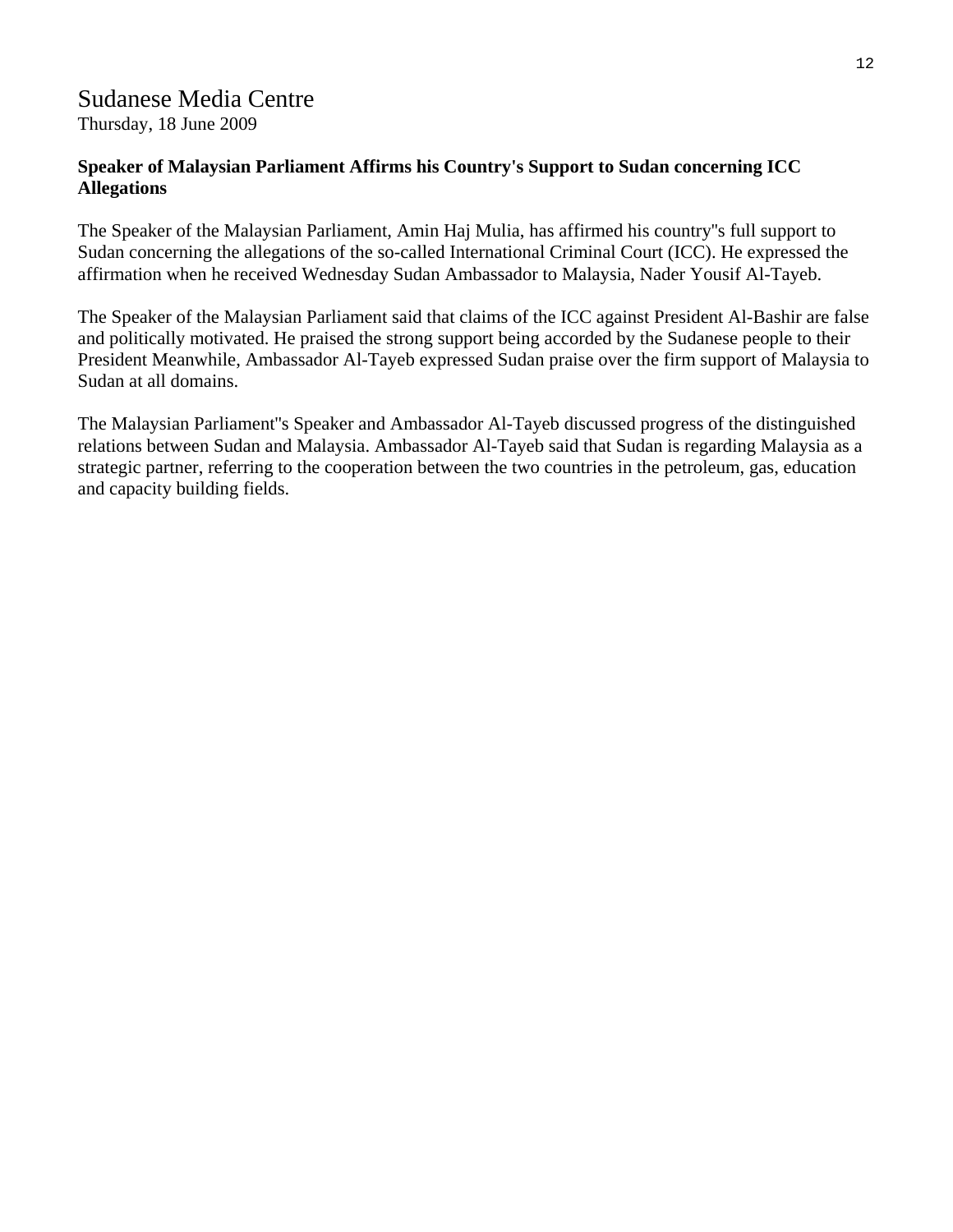# Sudanese Media Centre

Thursday, 18 June 2009

**Speaker of Malaysian Parliament Affirms his Country's Support to Sudan concerning ICC Allegations**

The Speaker of the Malaysian Parliament, Amin Haj Mulia, has affirmed his country''s full support to Sudan concerning the allegations of the so-called International Criminal Court (ICC). He expressed the affirmation when he received Wednesday Sudan Ambassador to Malaysia, Nader Yousif Al-Tayeb.

The Speaker of the Malaysian Parliament said that claims of the ICC against President Al-Bashir are false and politically motivated. He praised the strong support being accorded by the Sudanese people to their President Meanwhile, Ambassador Al-Tayeb expressed Sudan praise over the firm support of Malaysia to Sudan at all domains.

The Malaysian Parliament''s Speaker and Ambassador Al-Tayeb discussed progress of the distinguished relations between Sudan and Malaysia. Ambassador Al-Tayeb said that Sudan is regarding Malaysia as a strategic partner, referring to the cooperation between the two countries in the petroleum, gas, education and capacity building fields.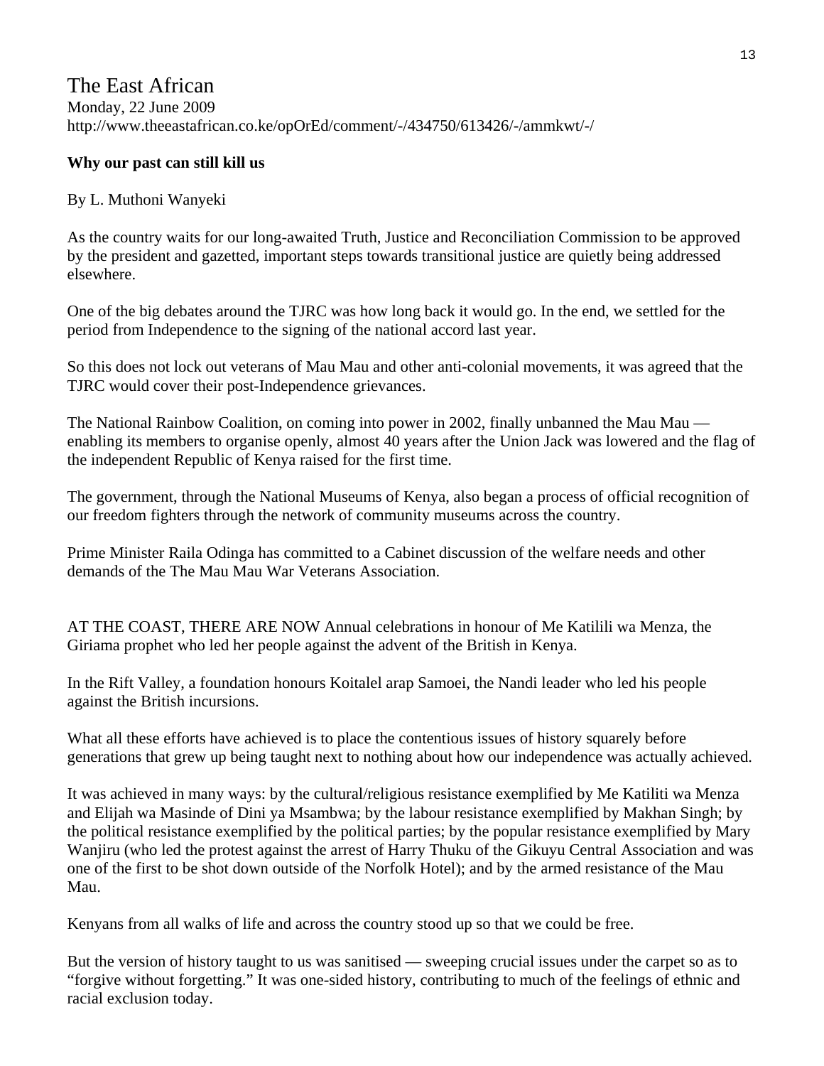The East African
Monday, 22 June 2009
http://www.theeastafrican.co.ke/opOrEd/comment/-/434750/613426/-/ammkwt/-/

**Why our past can still kill us**

By L. Muthoni Wanyeki

As the country waits for our long-awaited Truth, Justice and Reconciliation Commission to be approved by the president and gazetted, important steps towards transitional justice are quietly being addressed elsewhere.

One of the big debates around the TJRC was how long back it would go. In the end, we settled for the period from Independence to the signing of the national accord last year.

So this does not lock out veterans of Mau Mau and other anti-colonial movements, it was agreed that the TJRC would cover their post-Independence grievances.

The National Rainbow Coalition, on coming into power in 2002, finally unbanned the Mau Mau — enabling its members to organise openly, almost 40 years after the Union Jack was lowered and the flag of the independent Republic of Kenya raised for the first time.

The government, through the National Museums of Kenya, also began a process of official recognition of our freedom fighters through the network of community museums across the country.

Prime Minister Raila Odinga has committed to a Cabinet discussion of the welfare needs and other demands of the The Mau Mau War Veterans Association.

AT THE COAST, THERE ARE NOW Annual celebrations in honour of Me Katilili wa Menza, the Giriama prophet who led her people against the advent of the British in Kenya.

In the Rift Valley, a foundation honours Koitalel arap Samoei, the Nandi leader who led his people against the British incursions.

What all these efforts have achieved is to place the contentious issues of history squarely before generations that grew up being taught next to nothing about how our independence was actually achieved.

It was achieved in many ways: by the cultural/religious resistance exemplified by Me Katiliti wa Menza and Elijah wa Masinde of Dini ya Msambwa; by the labour resistance exemplified by Makhan Singh; by the political resistance exemplified by the political parties; by the popular resistance exemplified by Mary Wanjiru (who led the protest against the arrest of Harry Thuku of the Gikuyu Central Association and was one of the first to be shot down outside of the Norfolk Hotel); and by the armed resistance of the Mau Mau.

Kenyans from all walks of life and across the country stood up so that we could be free.

But the version of history taught to us was sanitised — sweeping crucial issues under the carpet so as to "forgive without forgetting." It was one-sided history, contributing to much of the feelings of ethnic and racial exclusion today.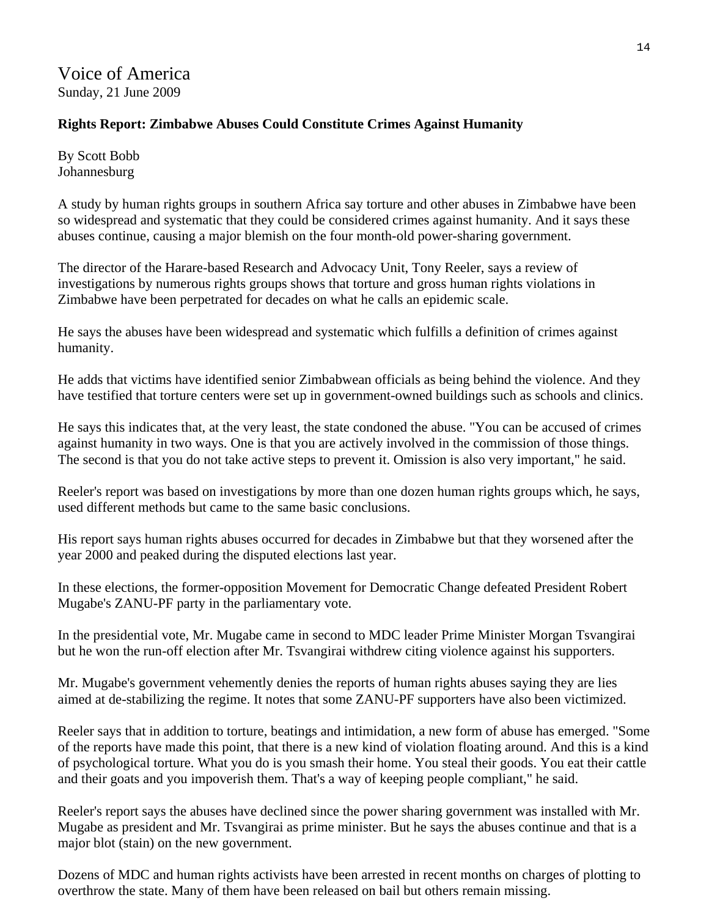# Voice of America

Sunday, 21 June 2009

**Rights Report: Zimbabwe Abuses Could Constitute Crimes Against Humanity**

By Scott Bobb
Johannesburg

A study by human rights groups in southern Africa say torture and other abuses in Zimbabwe have been so widespread and systematic that they could be considered crimes against humanity. And it says these abuses continue, causing a major blemish on the four month-old power-sharing government.

The director of the Harare-based Research and Advocacy Unit, Tony Reeler, says a review of investigations by numerous rights groups shows that torture and gross human rights violations in Zimbabwe have been perpetrated for decades on what he calls an epidemic scale.

He says the abuses have been widespread and systematic which fulfills a definition of crimes against humanity.

He adds that victims have identified senior Zimbabwean officials as being behind the violence. And they have testified that torture centers were set up in government-owned buildings such as schools and clinics.

He says this indicates that, at the very least, the state condoned the abuse. "You can be accused of crimes against humanity in two ways. One is that you are actively involved in the commission of those things. The second is that you do not take active steps to prevent it. Omission is also very important," he said.

Reeler's report was based on investigations by more than one dozen human rights groups which, he says, used different methods but came to the same basic conclusions.

His report says human rights abuses occurred for decades in Zimbabwe but that they worsened after the year 2000 and peaked during the disputed elections last year.

In these elections, the former-opposition Movement for Democratic Change defeated President Robert Mugabe's ZANU-PF party in the parliamentary vote.

In the presidential vote, Mr. Mugabe came in second to MDC leader Prime Minister Morgan Tsvangirai but he won the run-off election after Mr. Tsvangirai withdrew citing violence against his supporters.

Mr. Mugabe's government vehemently denies the reports of human rights abuses saying they are lies aimed at de-stabilizing the regime. It notes that some ZANU-PF supporters have also been victimized.

Reeler says that in addition to torture, beatings and intimidation, a new form of abuse has emerged. "Some of the reports have made this point, that there is a new kind of violation floating around. And this is a kind of psychological torture. What you do is you smash their home. You steal their goods. You eat their cattle and their goats and you impoverish them. That's a way of keeping people compliant," he said.

Reeler's report says the abuses have declined since the power sharing government was installed with Mr. Mugabe as president and Mr. Tsvangirai as prime minister. But he says the abuses continue and that is a major blot (stain) on the new government.

Dozens of MDC and human rights activists have been arrested in recent months on charges of plotting to overthrow the state. Many of them have been released on bail but others remain missing.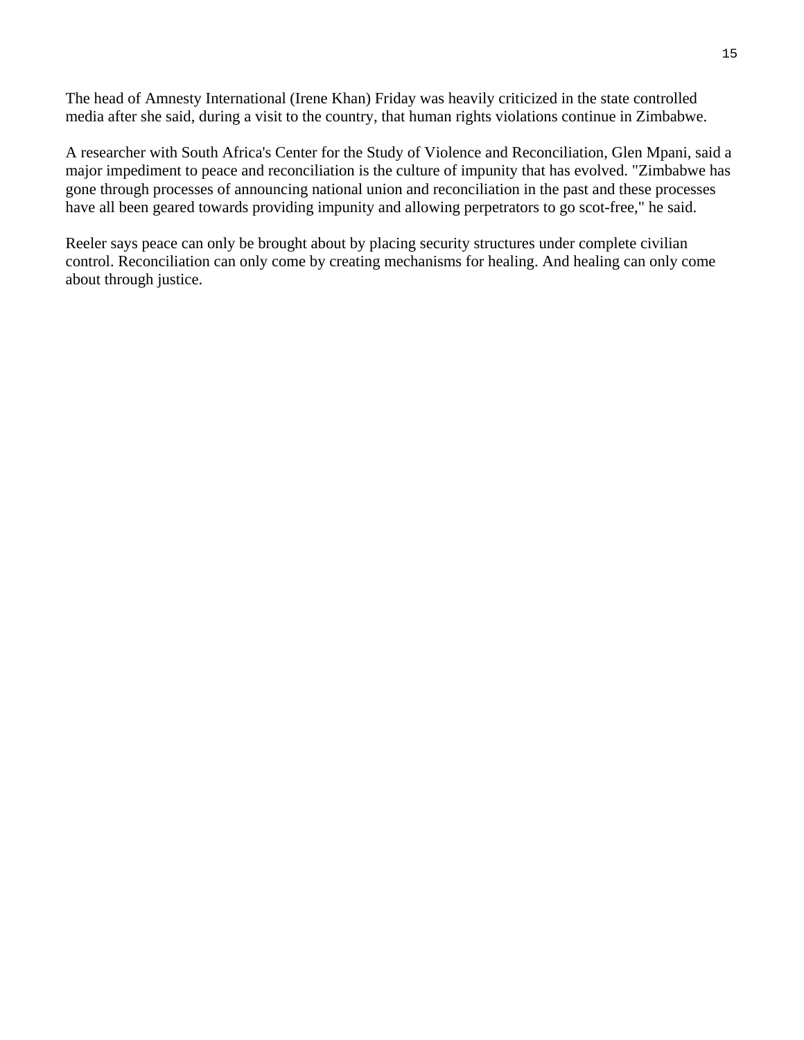The head of Amnesty International (Irene Khan) Friday was heavily criticized in the state controlled media after she said, during a visit to the country, that human rights violations continue in Zimbabwe.

A researcher with South Africa's Center for the Study of Violence and Reconciliation, Glen Mpani, said a major impediment to peace and reconciliation is the culture of impunity that has evolved. "Zimbabwe has gone through processes of announcing national union and reconciliation in the past and these processes have all been geared towards providing impunity and allowing perpetrators to go scot-free," he said.

Reeler says peace can only be brought about by placing security structures under complete civilian control. Reconciliation can only come by creating mechanisms for healing. And healing can only come about through justice.